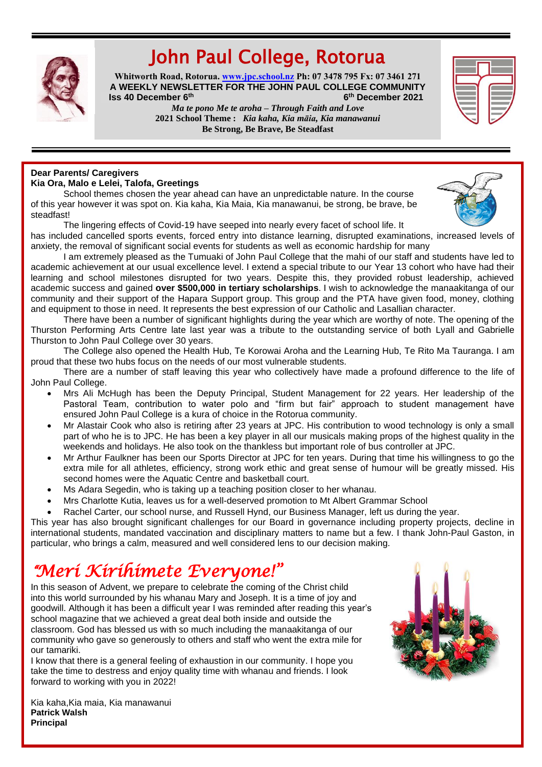# John Paul College, Rotorua

**Whitworth Road, Rotorua. www.jpc.school.nz Ph: 07 3478 795 Fx: 07 3461 271**
**A WEEKLY NEWSLETTER FOR THE JOHN PAUL COLLEGE COMMUNITY**
**Iss 40 December 6th** **6th December 2021**

***Ma te pono Me te aroha – Through Faith and Love***
**2021 School Theme :** ***Kia kaha, Kia māia, Kia manawanui***
**Be Strong, Be Brave, Be Steadfast**

**Dear Parents/ Caregivers**
**Kia Ora, Malo e Lelei, Talofa, Greetings**

School themes chosen the year ahead can have an unpredictable nature. In the course of this year however it was spot on. Kia kaha, Kia Maia, Kia manawanui, be strong, be brave, be steadfast!

The lingering effects of Covid-19 have seeped into nearly every facet of school life. It has included cancelled sports events, forced entry into distance learning, disrupted examinations, increased levels of anxiety, the removal of significant social events for students as well as economic hardship for many

I am extremely pleased as the Tumuaki of John Paul College that the mahi of our staff and students have led to academic achievement at our usual excellence level. I extend a special tribute to our Year 13 cohort who have had their learning and school milestones disrupted for two years. Despite this, they provided robust leadership, achieved academic success and gained **over $500,000 in tertiary scholarships**. I wish to acknowledge the manaakitanga of our community and their support of the Hapara Support group. This group and the PTA have given food, money, clothing and equipment to those in need. It represents the best expression of our Catholic and Lasallian character.

There have been a number of significant highlights during the year which are worthy of note. The opening of the Thurston Performing Arts Centre late last year was a tribute to the outstanding service of both Lyall and Gabrielle Thurston to John Paul College over 30 years.

The College also opened the Health Hub, Te Korowai Aroha and the Learning Hub, Te Rito Ma Tauranga. I am proud that these two hubs focus on the needs of our most vulnerable students.

There are a number of staff leaving this year who collectively have made a profound difference to the life of John Paul College.

- Mrs Ali McHugh has been the Deputy Principal, Student Management for 22 years. Her leadership of the Pastoral Team, contribution to water polo and "firm but fair" approach to student management have ensured John Paul College is a kura of choice in the Rotorua community.
- Mr Alastair Cook who also is retiring after 23 years at JPC. His contribution to wood technology is only a small part of who he is to JPC. He has been a key player in all our musicals making props of the highest quality in the weekends and holidays. He also took on the thankless but important role of bus controller at JPC.
- Mr Arthur Faulkner has been our Sports Director at JPC for ten years. During that time his willingness to go the extra mile for all athletes, efficiency, strong work ethic and great sense of humour will be greatly missed. His second homes were the Aquatic Centre and basketball court.
- Ms Adara Segedin, who is taking up a teaching position closer to her whanau.
- Mrs Charlotte Kutia, leaves us for a well-deserved promotion to Mt Albert Grammar School
- Rachel Carter, our school nurse, and Russell Hynd, our Business Manager, left us during the year.

This year has also brought significant challenges for our Board in governance including property projects, decline in international students, mandated vaccination and disciplinary matters to name but a few. I thank John-Paul Gaston, in particular, who brings a calm, measured and well considered lens to our decision making.

## *"Meri Kirihimete Everyone!"*

In this season of Advent, we prepare to celebrate the coming of the Christ child into this world surrounded by his whanau Mary and Joseph. It is a time of joy and goodwill. Although it has been a difficult year I was reminded after reading this year's school magazine that we achieved a great deal both inside and outside the classroom. God has blessed us with so much including the manaakitanga of our community who gave so generously to others and staff who went the extra mile for our tamariki.

I know that there is a general feeling of exhaustion in our community. I hope you take the time to destress and enjoy quality time with whanau and friends. I look forward to working with you in 2022!

Kia kaha,Kia maia, Kia manawanui
**Patrick Walsh**
**Principal**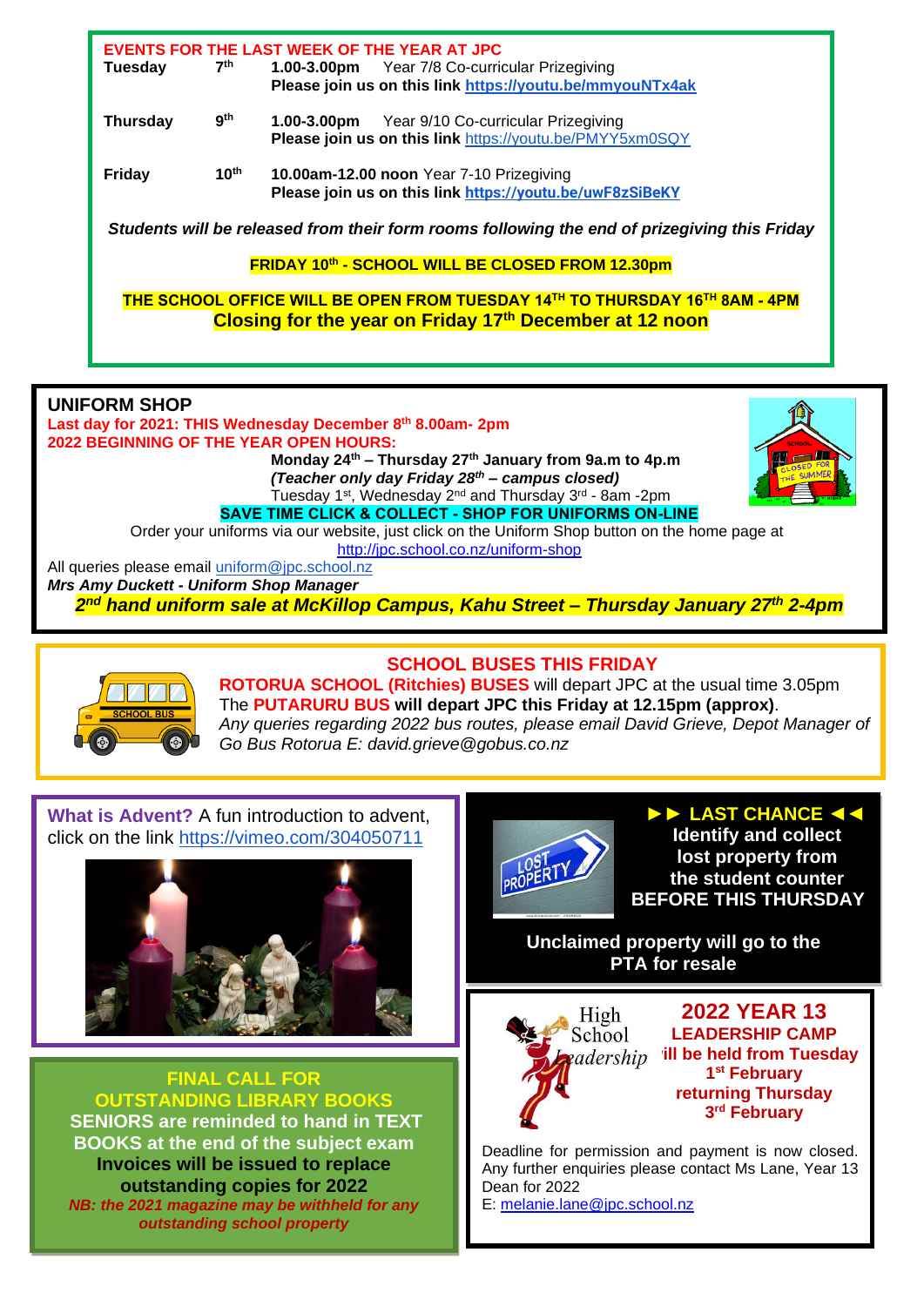## EVENTS FOR THE LAST WEEK OF THE YEAR AT JPC

**Tuesday** **7th** **1.00-3.00pm** Year 7/8 Co-curricular Prizegiving
**Please join us on this link** https://youtu.be/mmyouNTx4ak

**Thursday** **9th** **1.00-3.00pm** Year 9/10 Co-curricular Prizegiving
**Please join us on this link** https://youtu.be/PMYY5xm0SQY

**Friday** **10th** **10.00am-12.00 noon** Year 7-10 Prizegiving
**Please join us on this link** https://youtu.be/uwF8zSiBeKY

***Students will be released from their form rooms following the end of prizegiving this Friday***

**FRIDAY 10th - SCHOOL WILL BE CLOSED FROM 12.30pm**

**THE SCHOOL OFFICE WILL BE OPEN FROM TUESDAY 14TH TO THURSDAY 16TH 8AM - 4PM**
**Closing for the year on Friday 17th December at 12 noon**

## UNIFORM SHOP

**Last day for 2021: THIS Wednesday December 8th 8.00am- 2pm**
**2022 BEGINNING OF THE YEAR OPEN HOURS:**

**Monday 24th – Thursday 27th January from 9a.m to 4p.m**
***(Teacher only day Friday 28th – campus closed)***
Tuesday 1st, Wednesday 2nd and Thursday 3rd - 8am -2pm

**SAVE TIME CLICK & COLLECT - SHOP FOR UNIFORMS ON-LINE**

Order your uniforms via our website, just click on the Uniform Shop button on the home page at http://jpc.school.co.nz/uniform-shop

All queries please email uniform@jpc.school.nz
***Mrs Amy Duckett - Uniform Shop Manager***

***2nd hand uniform sale at McKillop Campus, Kahu Street – Thursday January 27th 2-4pm***

## SCHOOL BUSES THIS FRIDAY

**ROTORUA SCHOOL (Ritchies) BUSES** will depart JPC at the usual time 3.05pm
The **PUTARURU BUS will depart JPC this Friday at 12.15pm (approx)**.
*Any queries regarding 2022 bus routes, please email David Grieve, Depot Manager of Go Bus Rotorua E: david.grieve@gobus.co.nz*

**What is Advent?** A fun introduction to advent, click on the link https://vimeo.com/304050711

**►► LAST CHANCE ◄◄**
**Identify and collect lost property from the student counter BEFORE THIS THURSDAY**

**Unclaimed property will go to the PTA for resale**

**FINAL CALL FOR OUTSTANDING LIBRARY BOOKS**
**SENIORS are reminded to hand in TEXT BOOKS at the end of the subject exam**
**Invoices will be issued to replace outstanding copies for 2022**
***NB: the 2021 magazine may be withheld for any outstanding school property***

**2022 YEAR 13**
**LEADERSHIP CAMP**
**will be held from Tuesday 1st February returning Thursday 3rd February**

Deadline for permission and payment is now closed. Any further enquiries please contact Ms Lane, Year 13 Dean for 2022
E: melanie.lane@jpc.school.nz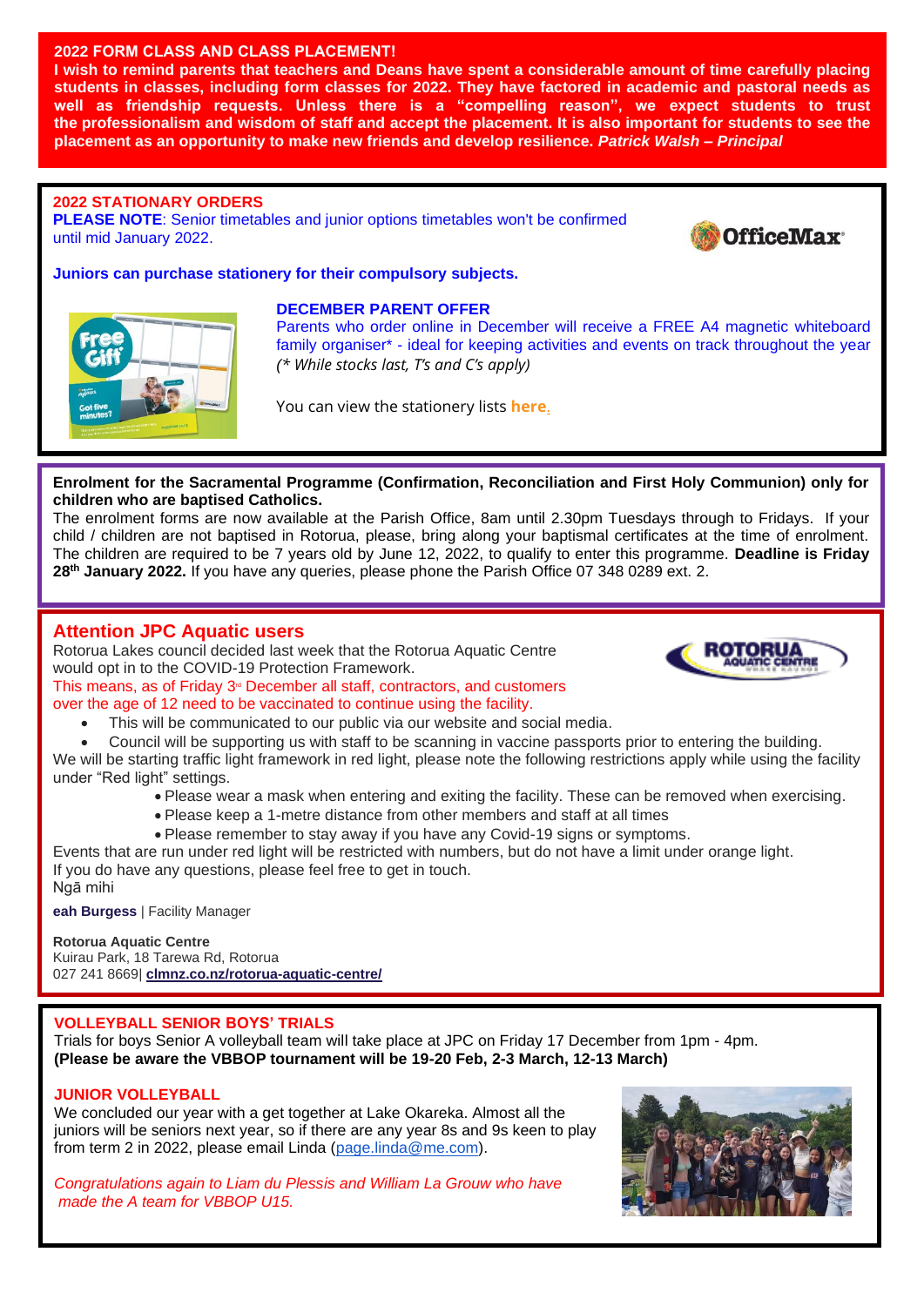## 2022 FORM CLASS AND CLASS PLACEMENT!

**I wish to remind parents that teachers and Deans have spent a considerable amount of time carefully placing students in classes, including form classes for 2022. They have factored in academic and pastoral needs as well as friendship requests. Unless there is a "compelling reason", we expect students to trust the professionalism and wisdom of staff and accept the placement. It is also important for students to see the placement as an opportunity to make new friends and develop resilience.** ***Patrick Walsh – Principal***

## 2022 STATIONARY ORDERS

**PLEASE NOTE**: Senior timetables and junior options timetables won't be confirmed until mid January 2022.

OfficeMax

**Juniors can purchase stationery for their compulsory subjects.**

### DECEMBER PARENT OFFER

Parents who order online in December will receive a FREE A4 magnetic whiteboard family organiser* - ideal for keeping activities and events on track throughout the year *(* While stocks last, T's and C's apply)*

You can view the stationery lists **here**.

**Enrolment for the Sacramental Programme (Confirmation, Reconciliation and First Holy Communion) only for children who are baptised Catholics.**

The enrolment forms are now available at the Parish Office, 8am until 2.30pm Tuesdays through to Fridays. If your child / children are not baptised in Rotorua, please, bring along your baptismal certificates at the time of enrolment. The children are required to be 7 years old by June 12, 2022, to qualify to enter this programme. **Deadline is Friday 28th January 2022.** If you have any queries, please phone the Parish Office 07 348 0289 ext. 2.

## Attention JPC Aquatic users

Rotorua Lakes council decided last week that the Rotorua Aquatic Centre would opt in to the COVID-19 Protection Framework.

This means, as of Friday 3rd December all staff, contractors, and customers over the age of 12 need to be vaccinated to continue using the facility.

- This will be communicated to our public via our website and social media.
- Council will be supporting us with staff to be scanning in vaccine passports prior to entering the building.

We will be starting traffic light framework in red light, please note the following restrictions apply while using the facility under "Red light" settings.

- Please wear a mask when entering and exiting the facility. These can be removed when exercising.
- Please keep a 1-metre distance from other members and staff at all times
- Please remember to stay away if you have any Covid-19 signs or symptoms.

Events that are run under red light will be restricted with numbers, but do not have a limit under orange light.

If you do have any questions, please feel free to get in touch.

Ngā mihi

**eah Burgess** | Facility Manager

**Rotorua Aquatic Centre**
Kuirau Park, 18 Tarewa Rd, Rotorua
027 241 8669| **clmnz.co.nz/rotorua-aquatic-centre/**

## VOLLEYBALL SENIOR BOYS' TRIALS

Trials for boys Senior A volleyball team will take place at JPC on Friday 17 December from 1pm - 4pm.
**(Please be aware the VBBOP tournament will be 19-20 Feb, 2-3 March, 12-13 March)**

## JUNIOR VOLLEYBALL

We concluded our year with a get together at Lake Okareka. Almost all the juniors will be seniors next year, so if there are any year 8s and 9s keen to play from term 2 in 2022, please email Linda (page.linda@me.com).

*Congratulations again to Liam du Plessis and William La Grouw who have made the A team for VBBOP U15.*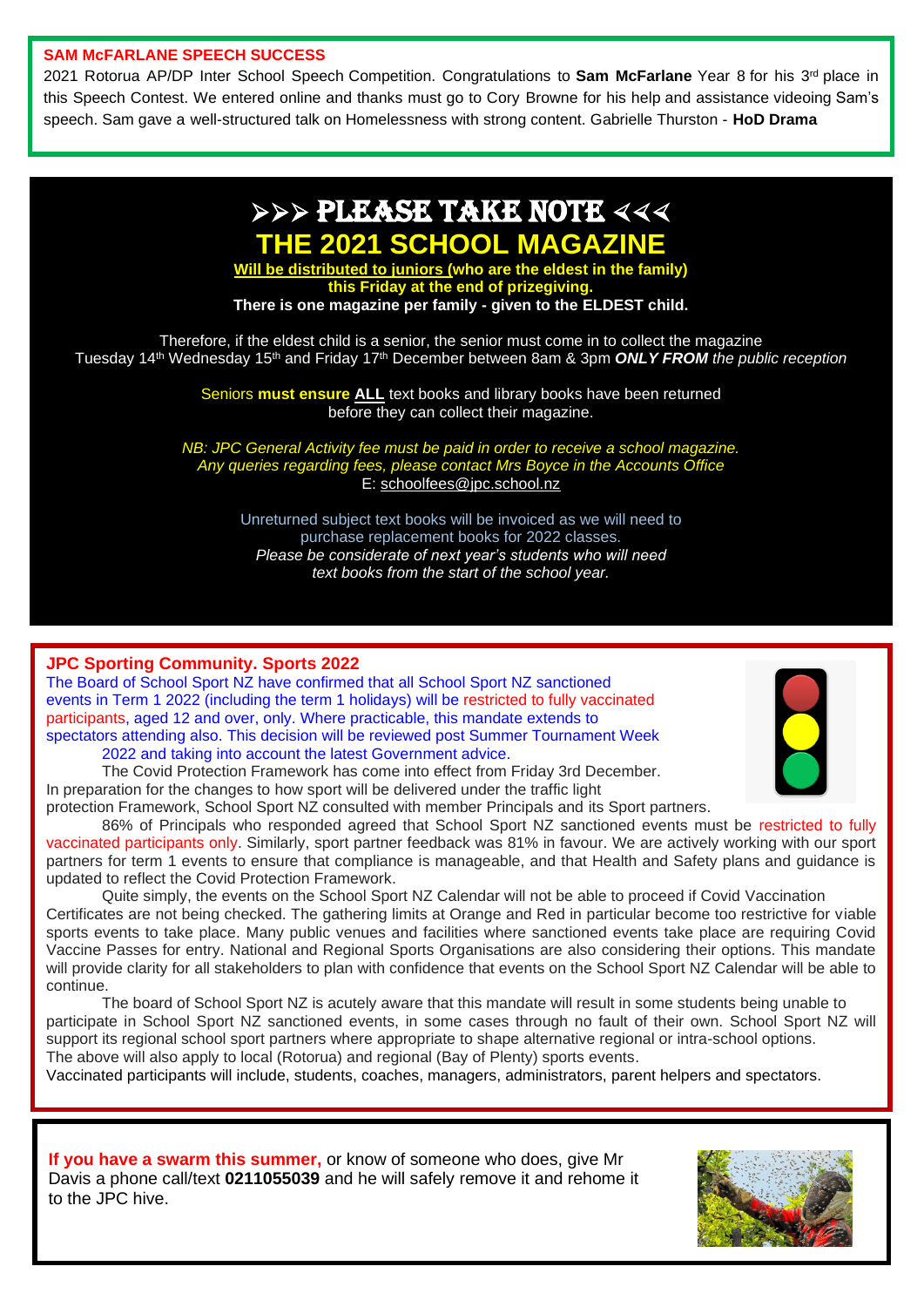**SAM McFARLANE SPEECH SUCCESS**

2021 Rotorua AP/DP Inter School Speech Competition. Congratulations to **Sam McFarlane** Year 8 for his 3rd place in this Speech Contest. We entered online and thanks must go to Cory Browne for his help and assistance videoing Sam's speech. Sam gave a well-structured talk on Homelessness with strong content. Gabrielle Thurston - **HoD Drama**

# ⋙ PLEASE TAKE NOTE ⋘

# THE 2021 SCHOOL MAGAZINE

**Will be distributed to juniors (who are the eldest in the family) this Friday at the end of prizegiving.**

**There is one magazine per family - given to the ELDEST child.**

Therefore, if the eldest child is a senior, the senior must come in to collect the magazine Tuesday 14th Wednesday 15th and Friday 17th December between 8am & 3pm ***ONLY FROM*** *the public reception*

Seniors **must ensure ALL** text books and library books have been returned before they can collect their magazine.

*NB: JPC General Activity fee must be paid in order to receive a school magazine. Any queries regarding fees, please contact Mrs Boyce in the Accounts Office*
E: schoolfees@jpc.school.nz

Unreturned subject text books will be invoiced as we will need to purchase replacement books for 2022 classes.
*Please be considerate of next year's students who will need text books from the start of the school year.*

**JPC Sporting Community. Sports 2022**

The Board of School Sport NZ have confirmed that all School Sport NZ sanctioned events in Term 1 2022 (including the term 1 holidays) will be restricted to fully vaccinated participants, aged 12 and over, only. Where practicable, this mandate extends to spectators attending also. This decision will be reviewed post Summer Tournament Week 2022 and taking into account the latest Government advice.

The Covid Protection Framework has come into effect from Friday 3rd December. In preparation for the changes to how sport will be delivered under the traffic light protection Framework, School Sport NZ consulted with member Principals and its Sport partners.

86% of Principals who responded agreed that School Sport NZ sanctioned events must be restricted to fully vaccinated participants only. Similarly, sport partner feedback was 81% in favour. We are actively working with our sport partners for term 1 events to ensure that compliance is manageable, and that Health and Safety plans and guidance is updated to reflect the Covid Protection Framework.

Quite simply, the events on the School Sport NZ Calendar will not be able to proceed if Covid Vaccination Certificates are not being checked. The gathering limits at Orange and Red in particular become too restrictive for viable sports events to take place. Many public venues and facilities where sanctioned events take place are requiring Covid Vaccine Passes for entry. National and Regional Sports Organisations are also considering their options. This mandate will provide clarity for all stakeholders to plan with confidence that events on the School Sport NZ Calendar will be able to continue.

The board of School Sport NZ is acutely aware that this mandate will result in some students being unable to participate in School Sport NZ sanctioned events, in some cases through no fault of their own. School Sport NZ will support its regional school sport partners where appropriate to shape alternative regional or intra-school options. The above will also apply to local (Rotorua) and regional (Bay of Plenty) sports events.

Vaccinated participants will include, students, coaches, managers, administrators, parent helpers and spectators.

**If you have a swarm this summer,** or know of someone who does, give Mr Davis a phone call/text **0211055039** and he will safely remove it and rehome it to the JPC hive.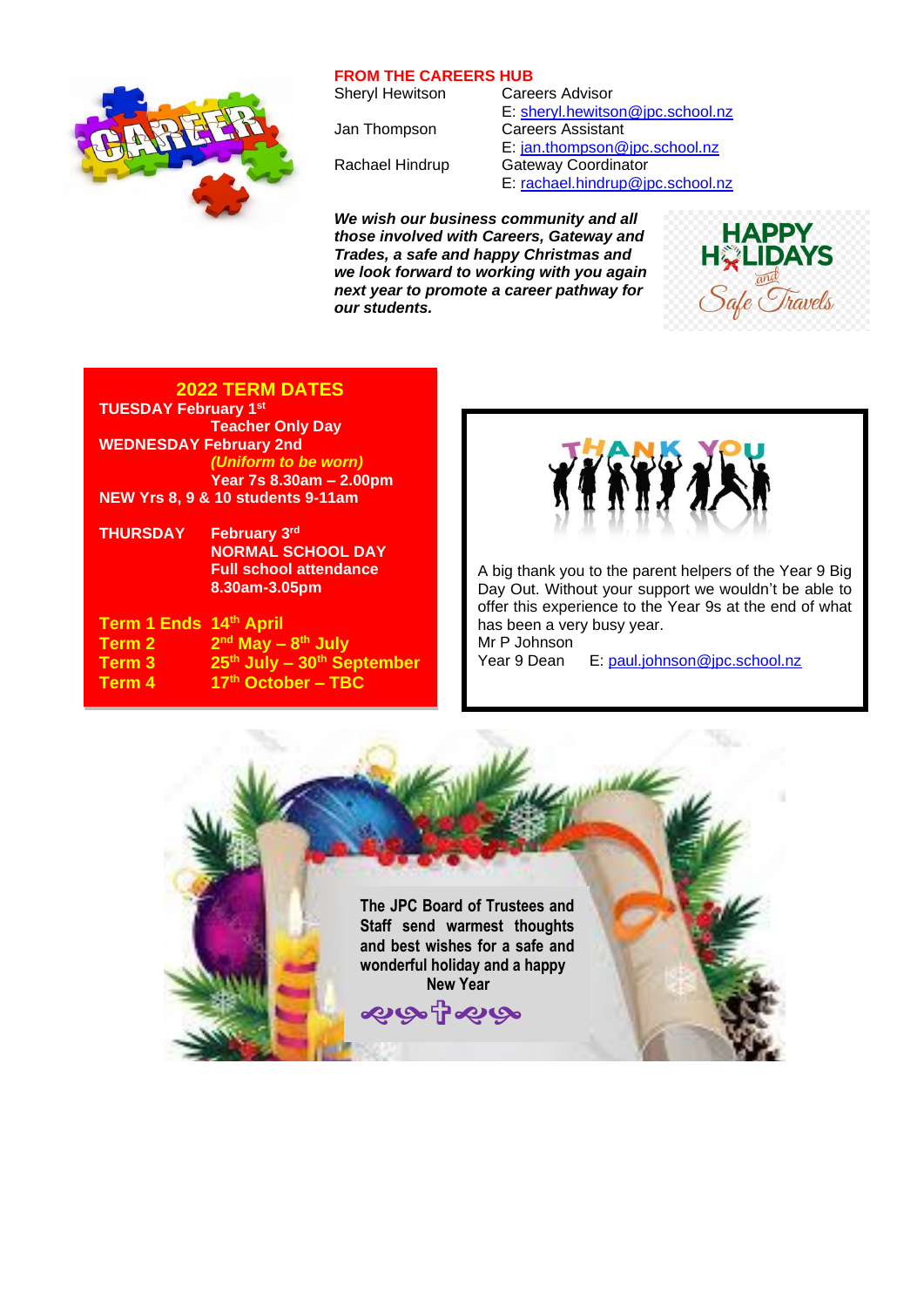## FROM THE CAREERS HUB

| | |
|---|---|
| Sheryl Hewitson | Careers Advisor<br>E: sheryl.hewitson@jpc.school.nz |
| Jan Thompson | Careers Assistant<br>E: jan.thompson@jpc.school.nz |
| Rachael Hindrup | Gateway Coordinator<br>E: rachael.hindrup@jpc.school.nz |

***We wish our business community and all those involved with Careers, Gateway and Trades, a safe and happy Christmas and we look forward to working with you again next year to promote a career pathway for our students.***

HAPPY HOLIDAYS and Safe Travels

## 2022 TERM DATES

**TUESDAY February 1st**
**Teacher Only Day**

**WEDNESDAY February 2nd**
***(Uniform to be worn)***
**Year 7s 8.30am – 2.00pm**
**NEW Yrs 8, 9 & 10 students 9-11am**

**THURSDAY February 3rd**
**NORMAL SCHOOL DAY**
**Full school attendance**
**8.30am-3.05pm**

| | |
|---|---|
| **Term 1 Ends** | **14th April** |
| **Term 2** | **2nd May – 8th July** |
| **Term 3** | **25th July – 30th September** |
| **Term 4** | **17th October – TBC** |

THANK YOU

A big thank you to the parent helpers of the Year 9 Big Day Out. Without your support we wouldn't be able to offer this experience to the Year 9s at the end of what has been a very busy year.
Mr P Johnson
Year 9 Dean E: paul.johnson@jpc.school.nz

**The JPC Board of Trustees and Staff send warmest thoughts and best wishes for a safe and wonderful holiday and a happy New Year**